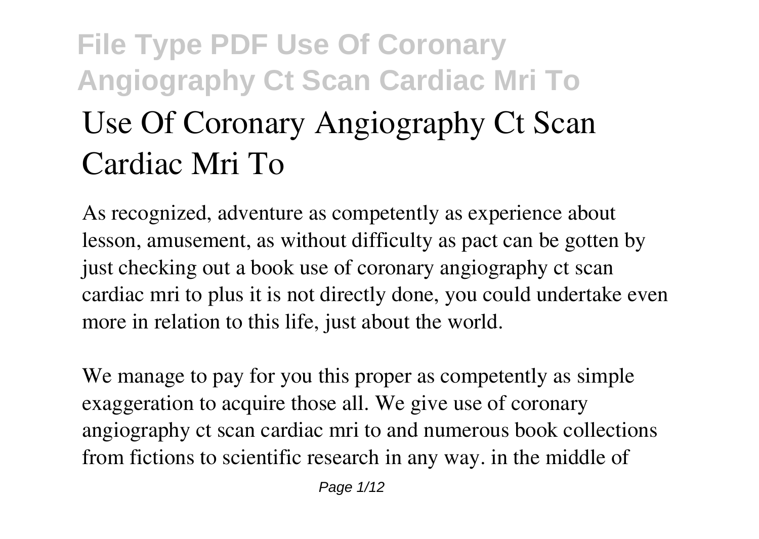# Use Of Coronary Angiography Ct Scan Cardiac Mri To

As recognized, adventure as competently as experience about lesson, amusement, as without difficulty as pact can be gotten by just checking out a book use of coronary angiography ct scan cardiac mri to plus it is not directly done, you could undertake even more in relation to this life, just about the world.

We manage to pay for you this proper as competently as simple exaggeration to acquire those all. We give use of coronary angiography ct scan cardiac mri to and numerous book collections from fictions to scientific research in any way. in the middle of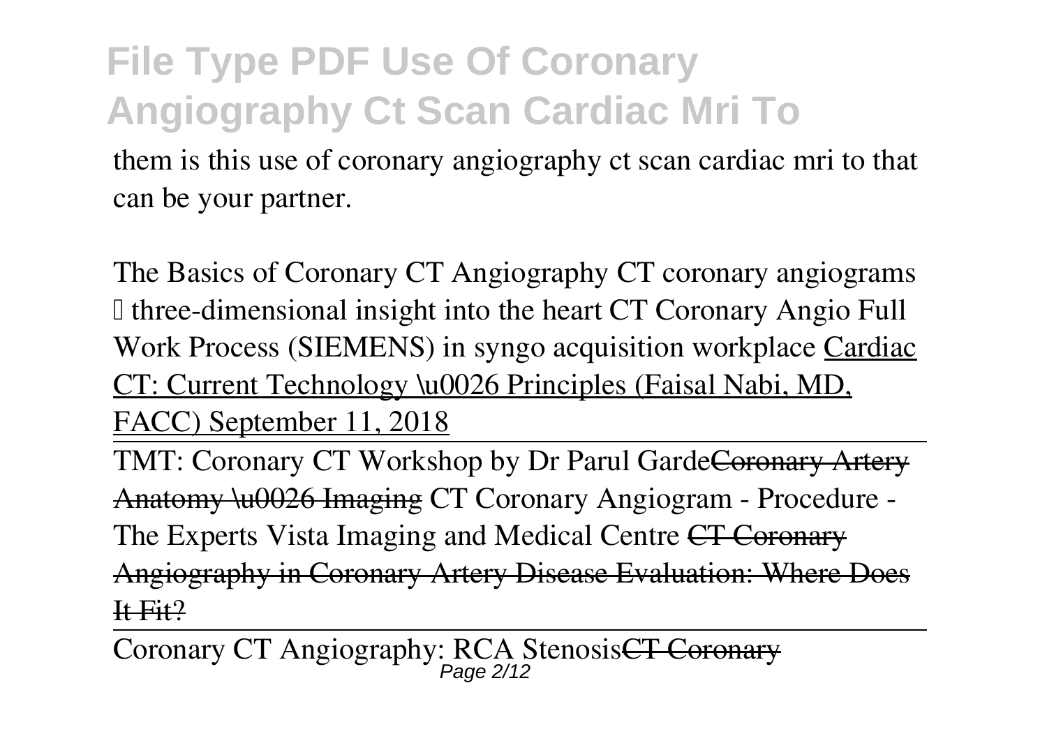them is this use of coronary angiography ct scan cardiac mri to that can be your partner.

The Basics of Coronary CT Angiography CT coronary angiograms – three-dimensional insight into the heart CT Coronary Angio Full Work Process (SIEMENS) in syngo acquisition workplace Cardiac CT: Current Technology \u0026 Principles (Faisal Nabi, MD, FACC) September 11, 2018

TMT: Coronary CT Workshop by Dr Parul Garde~~Coronary Artery Anatomy \u0026 Imaging~~ CT Coronary Angiogram - Procedure - The Experts Vista Imaging and Medical Centre ~~CT Coronary Angiography in Coronary Artery Disease Evaluation: Where Does It Fit?~~

Coronary CT Angiography: RCA Stenosis~~CT Coronary~~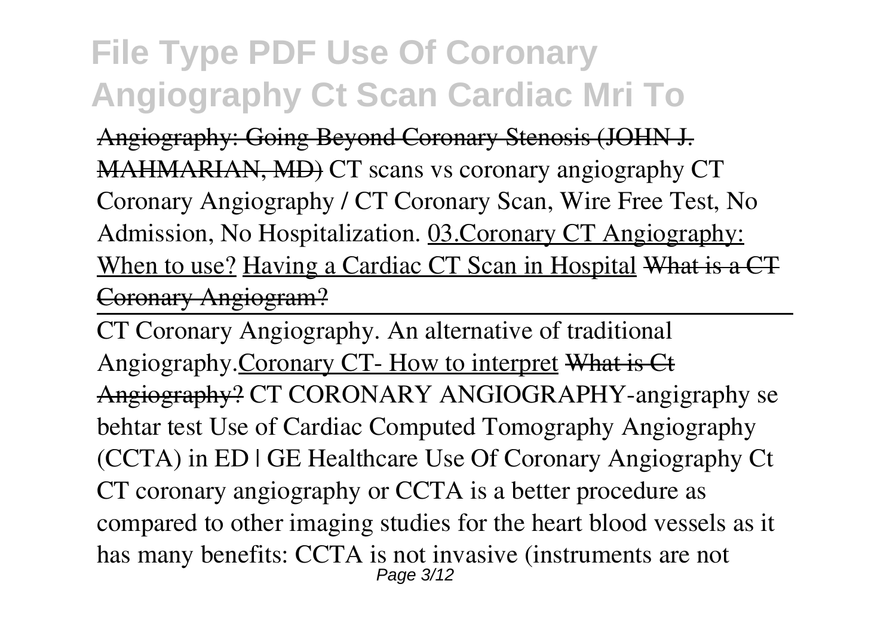Angiography: Going Beyond Coronary Stenosis (JOHN J. MAHMARIAN, MD) CT scans vs coronary angiography CT Coronary Angiography / CT Coronary Scan, Wire Free Test, No Admission, No Hospitalization. 03.Coronary CT Angiography: When to use? Having a Cardiac CT Scan in Hospital What is a CT Coronary Angiogram?

CT Coronary Angiography. An alternative of traditional Angiography.Coronary CT- How to interpret What is Ct Angiography? CT CORONARY ANGIOGRAPHY-angigraphy se behtar test Use of Cardiac Computed Tomography Angiography (CCTA) in ED | GE Healthcare Use Of Coronary Angiography Ct

CT coronary angiography or CCTA is a better procedure as compared to other imaging studies for the heart blood vessels as it has many benefits: CCTA is not invasive (instruments are not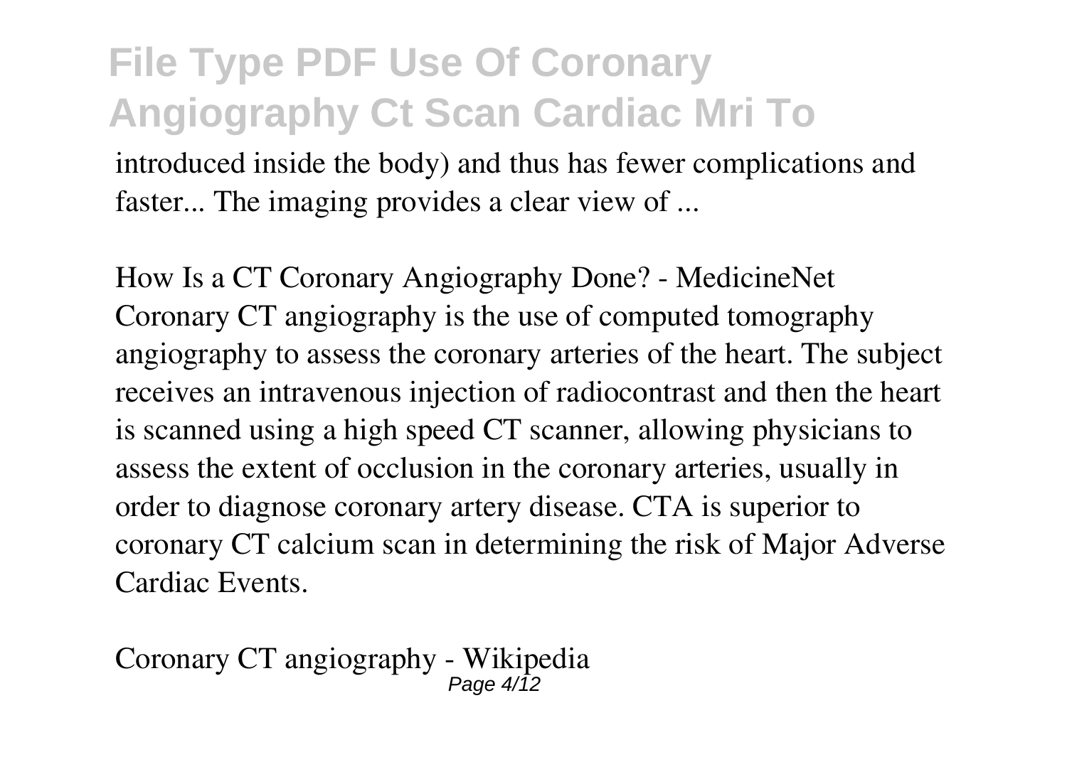introduced inside the body) and thus has fewer complications and faster... The imaging provides a clear view of ...

How Is a CT Coronary Angiography Done? - MedicineNet

Coronary CT angiography is the use of computed tomography angiography to assess the coronary arteries of the heart. The subject receives an intravenous injection of radiocontrast and then the heart is scanned using a high speed CT scanner, allowing physicians to assess the extent of occlusion in the coronary arteries, usually in order to diagnose coronary artery disease. CTA is superior to coronary CT calcium scan in determining the risk of Major Adverse Cardiac Events.

Coronary CT angiography - Wikipedia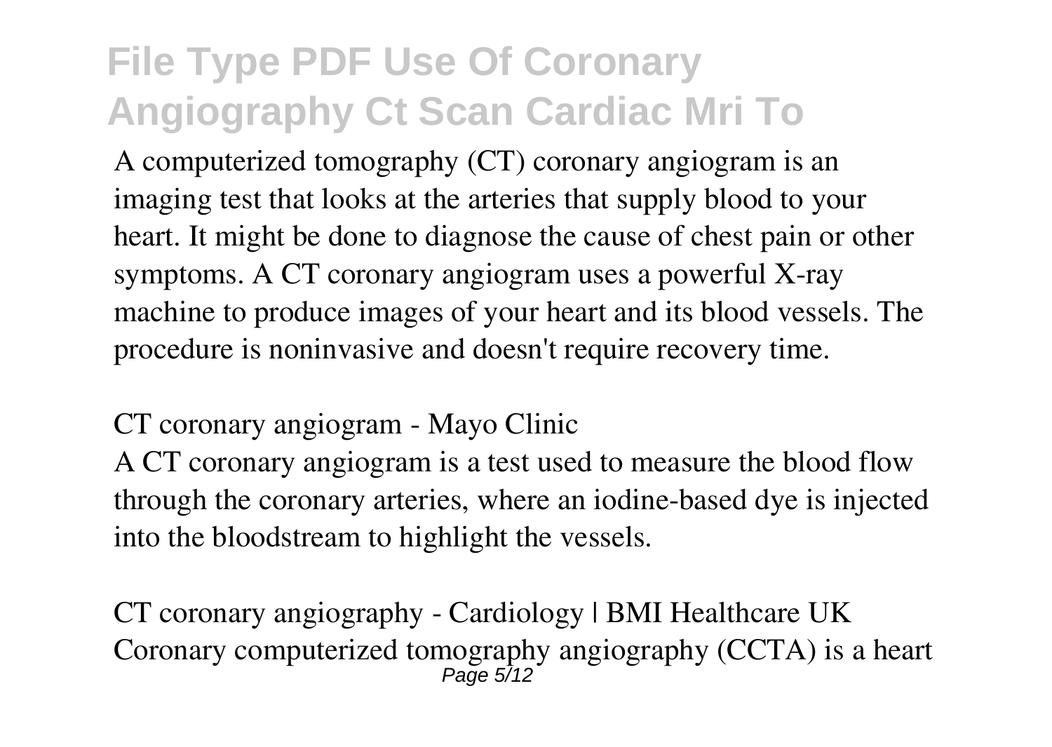A computerized tomography (CT) coronary angiogram is an imaging test that looks at the arteries that supply blood to your heart. It might be done to diagnose the cause of chest pain or other symptoms. A CT coronary angiogram uses a powerful X-ray machine to produce images of your heart and its blood vessels. The procedure is noninvasive and doesn't require recovery time.

*CT coronary angiogram - Mayo Clinic*

A CT coronary angiogram is a test used to measure the blood flow through the coronary arteries, where an iodine-based dye is injected into the bloodstream to highlight the vessels.

*CT coronary angiography - Cardiology | BMI Healthcare UK*

Coronary computerized tomography angiography (CCTA) is a heart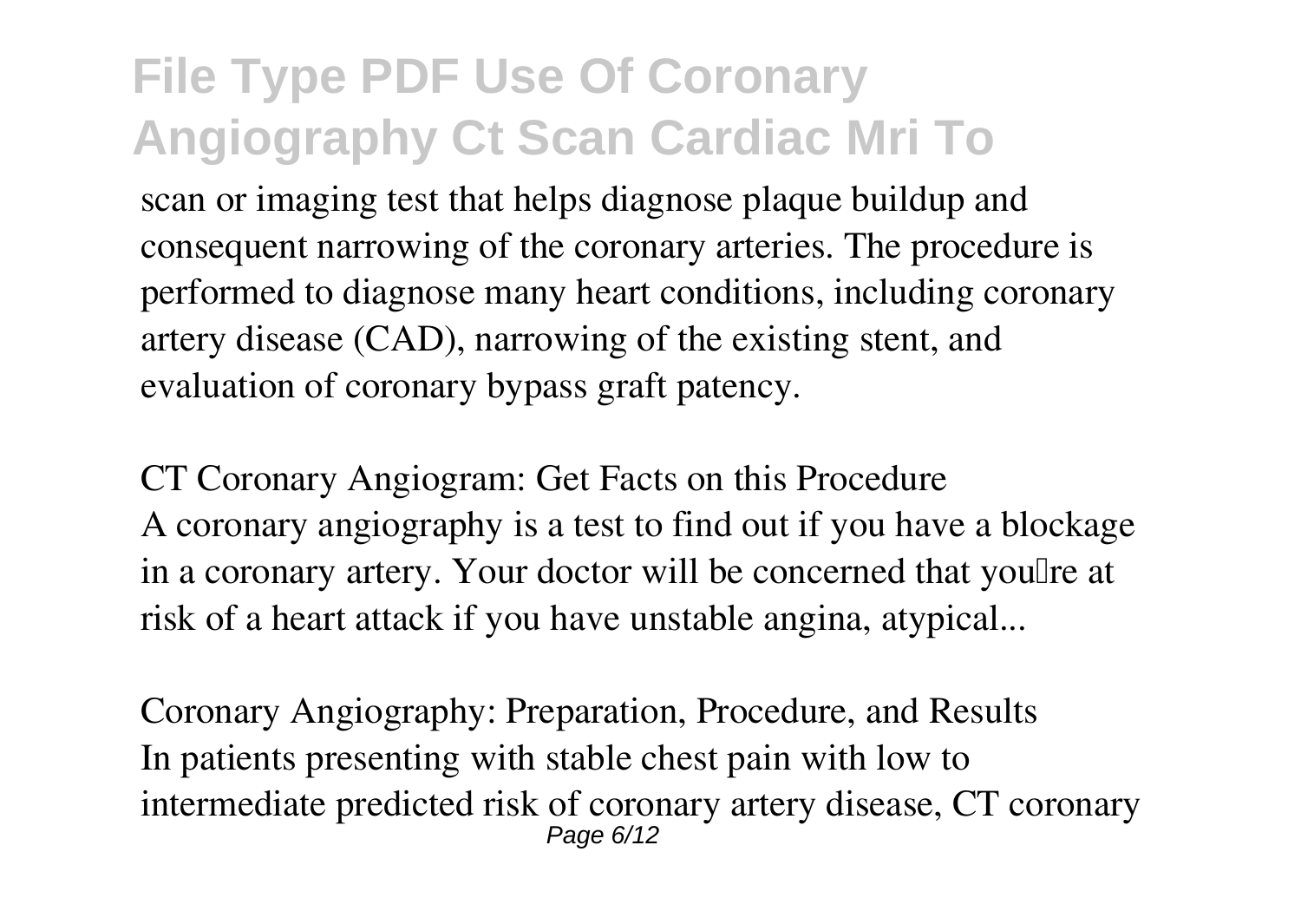scan or imaging test that helps diagnose plaque buildup and consequent narrowing of the coronary arteries. The procedure is performed to diagnose many heart conditions, including coronary artery disease (CAD), narrowing of the existing stent, and evaluation of coronary bypass graft patency.

CT Coronary Angiogram: Get Facts on this Procedure
A coronary angiography is a test to find out if you have a blockage in a coronary artery. Your doctor will be concerned that you're at risk of a heart attack if you have unstable angina, atypical...

Coronary Angiography: Preparation, Procedure, and Results
In patients presenting with stable chest pain with low to intermediate predicted risk of coronary artery disease, CT coronary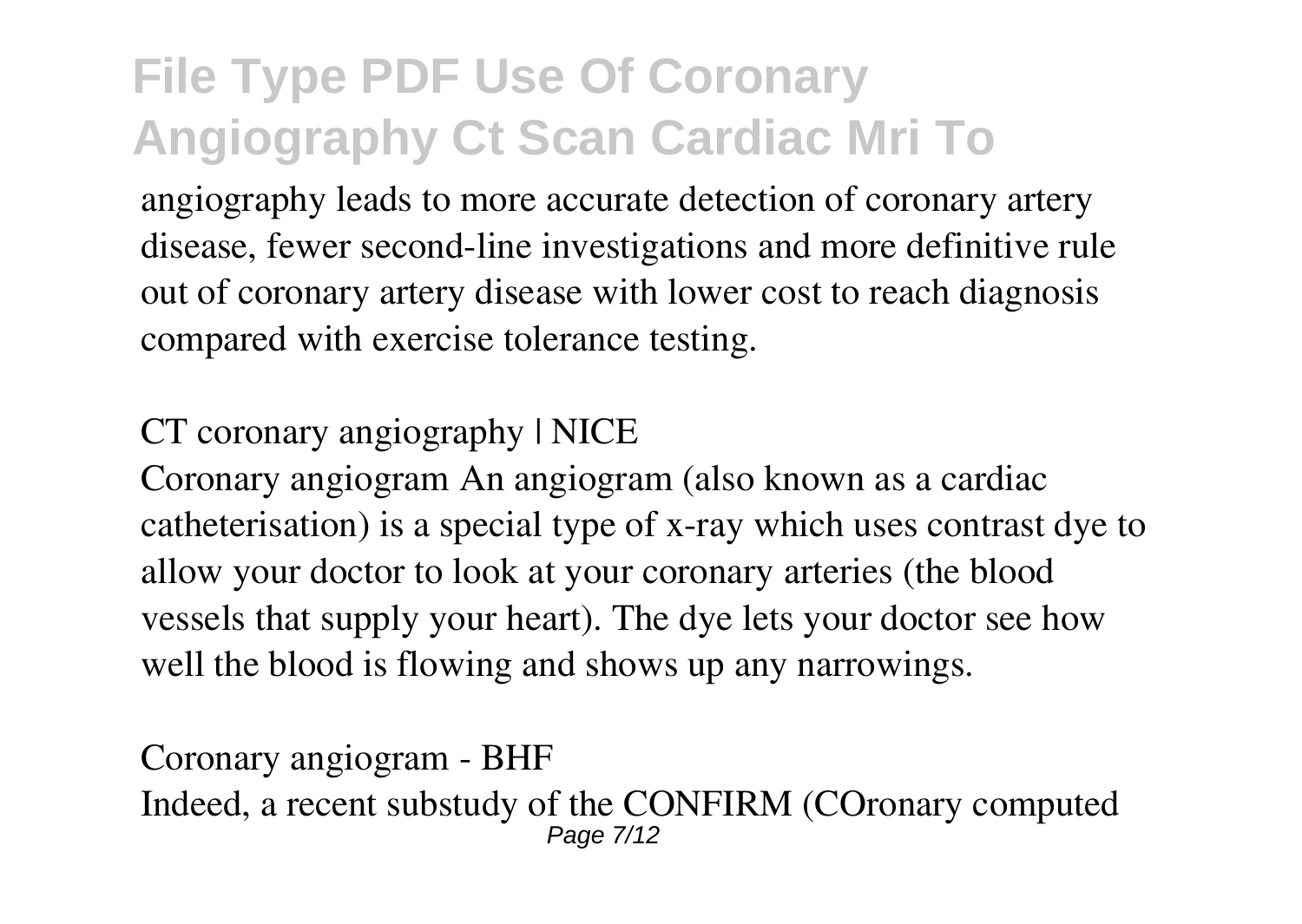angiography leads to more accurate detection of coronary artery disease, fewer second-line investigations and more definitive rule out of coronary artery disease with lower cost to reach diagnosis compared with exercise tolerance testing.

CT coronary angiography | NICE

Coronary angiogram An angiogram (also known as a cardiac catheterisation) is a special type of x-ray which uses contrast dye to allow your doctor to look at your coronary arteries (the blood vessels that supply your heart). The dye lets your doctor see how well the blood is flowing and shows up any narrowings.

Coronary angiogram - BHF

Indeed, a recent substudy of the CONFIRM (COronary computed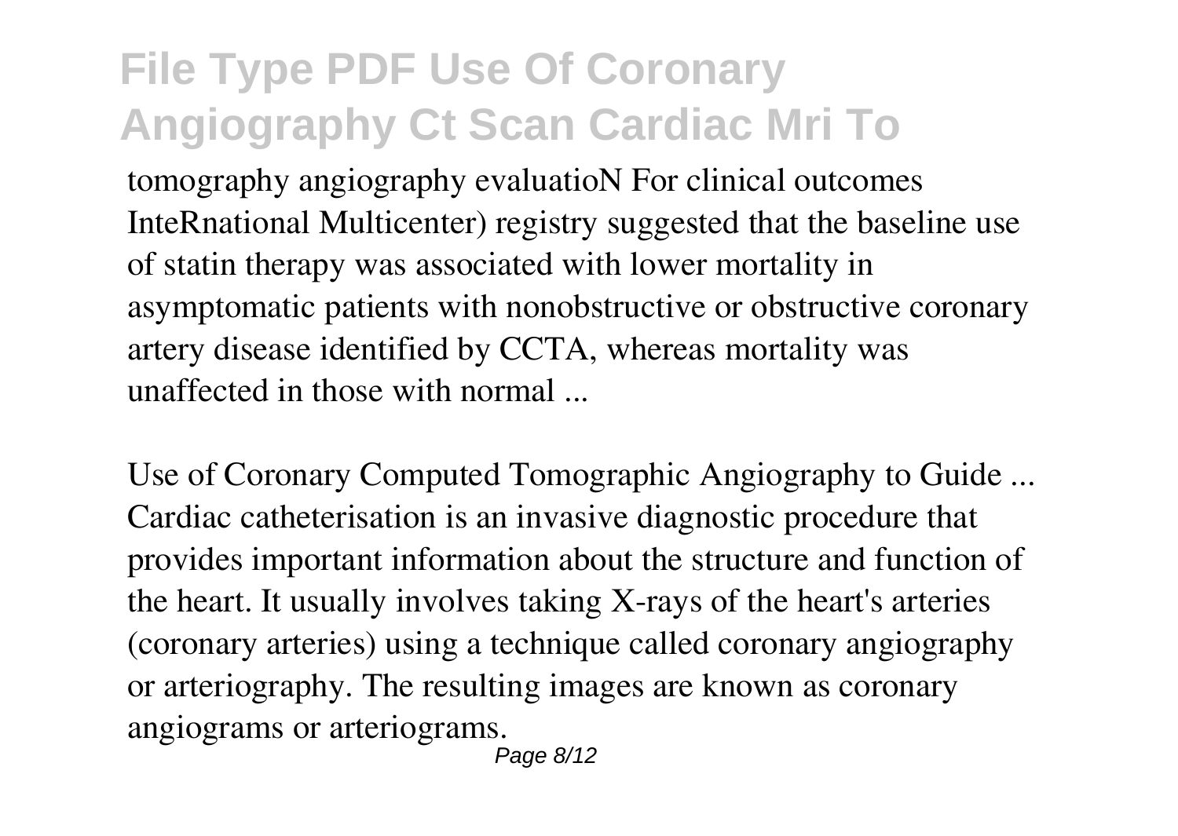tomography angiography evaluatioN For clinical outcomes InteRnational Multicenter) registry suggested that the baseline use of statin therapy was associated with lower mortality in asymptomatic patients with nonobstructive or obstructive coronary artery disease identified by CCTA, whereas mortality was unaffected in those with normal ...

Use of Coronary Computed Tomographic Angiography to Guide ...
Cardiac catheterisation is an invasive diagnostic procedure that provides important information about the structure and function of the heart. It usually involves taking X-rays of the heart's arteries (coronary arteries) using a technique called coronary angiography or arteriography. The resulting images are known as coronary angiograms or arteriograms.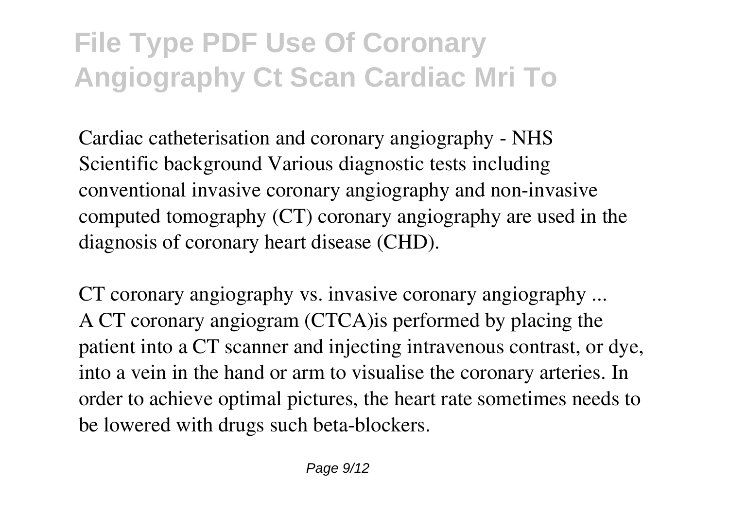# File Type PDF Use Of Coronary Angiography Ct Scan Cardiac Mri To

*Cardiac catheterisation and coronary angiography - NHS*
Scientific background Various diagnostic tests including conventional invasive coronary angiography and non-invasive computed tomography (CT) coronary angiography are used in the diagnosis of coronary heart disease (CHD).

*CT coronary angiography vs. invasive coronary angiography ...*
A CT coronary angiogram (CTCA)is performed by placing the patient into a CT scanner and injecting intravenous contrast, or dye, into a vein in the hand or arm to visualise the coronary arteries. In order to achieve optimal pictures, the heart rate sometimes needs to be lowered with drugs such beta-blockers.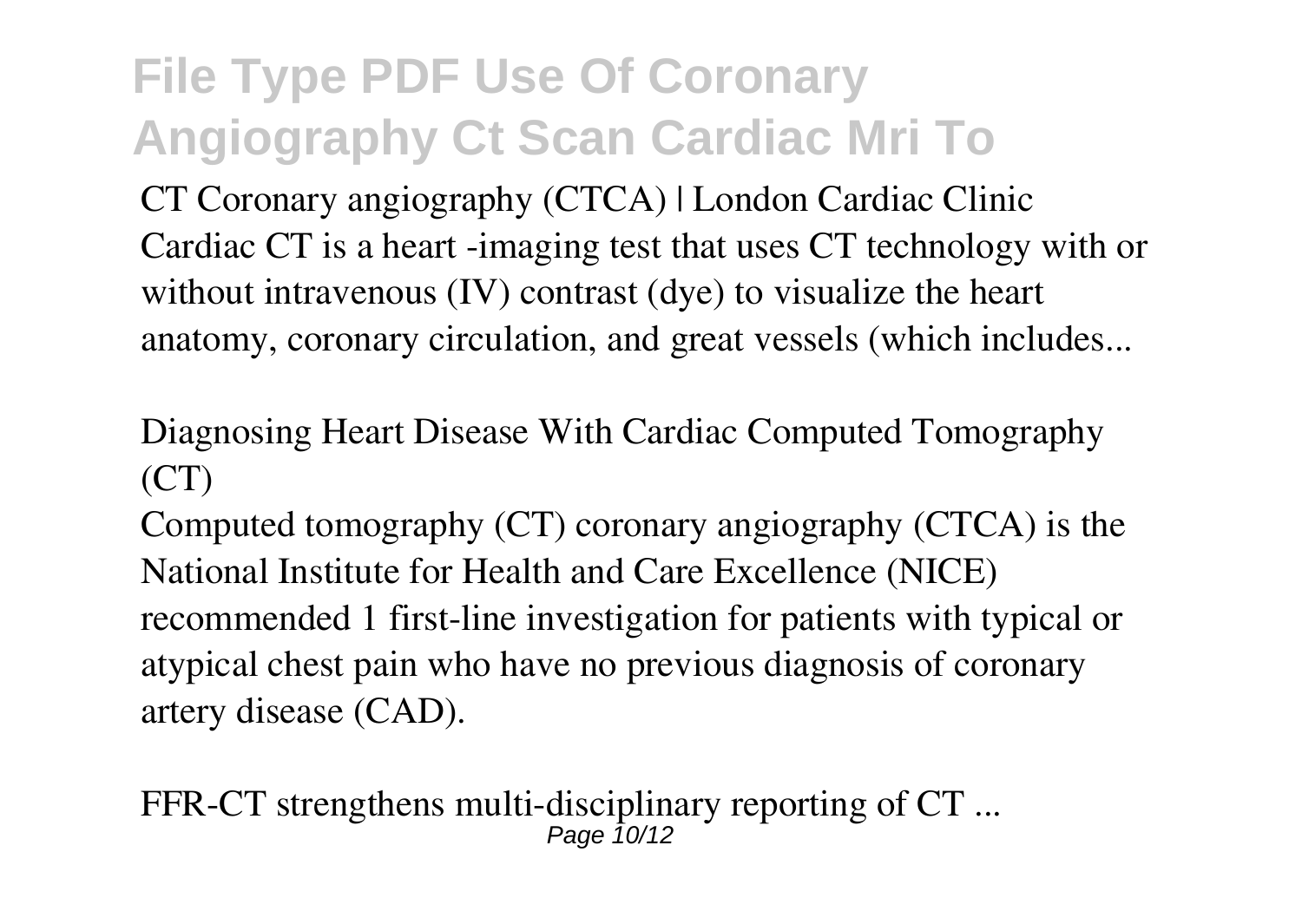CT Coronary angiography (CTCA) | London Cardiac Clinic
Cardiac CT is a heart -imaging test that uses CT technology with or without intravenous (IV) contrast (dye) to visualize the heart anatomy, coronary circulation, and great vessels (which includes...

Diagnosing Heart Disease With Cardiac Computed Tomography (CT)

Computed tomography (CT) coronary angiography (CTCA) is the National Institute for Health and Care Excellence (NICE) recommended 1 first-line investigation for patients with typical or atypical chest pain who have no previous diagnosis of coronary artery disease (CAD).

FFR-CT strengthens multi-disciplinary reporting of CT ...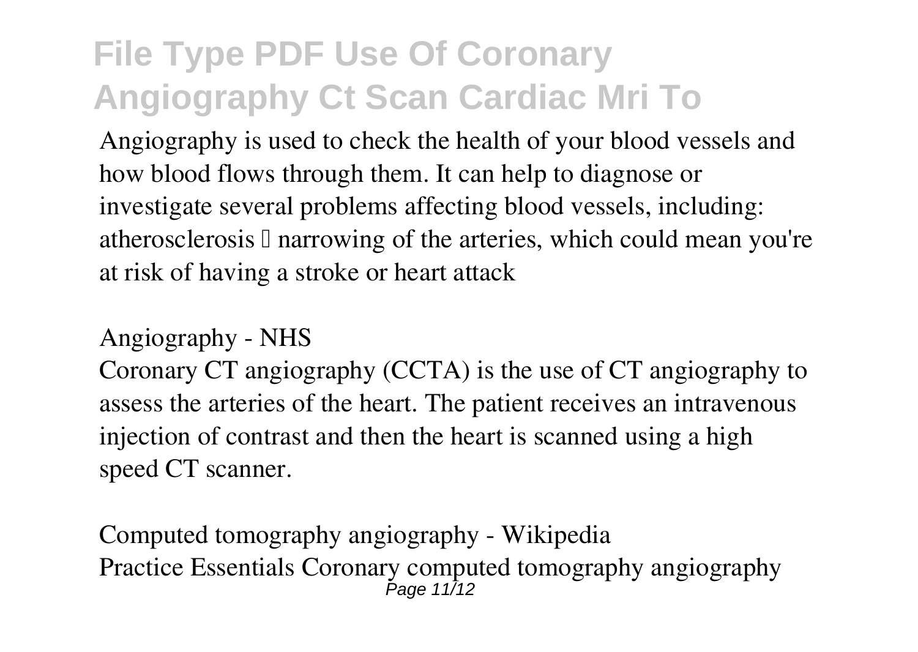Angiography is used to check the health of your blood vessels and how blood flows through them. It can help to diagnose or investigate several problems affecting blood vessels, including: atherosclerosis  narrowing of the arteries, which could mean you're at risk of having a stroke or heart attack

*Angiography - NHS*

Coronary CT angiography (CCTA) is the use of CT angiography to assess the arteries of the heart. The patient receives an intravenous injection of contrast and then the heart is scanned using a high speed CT scanner.

*Computed tomography angiography - Wikipedia*

Practice Essentials Coronary computed tomography angiography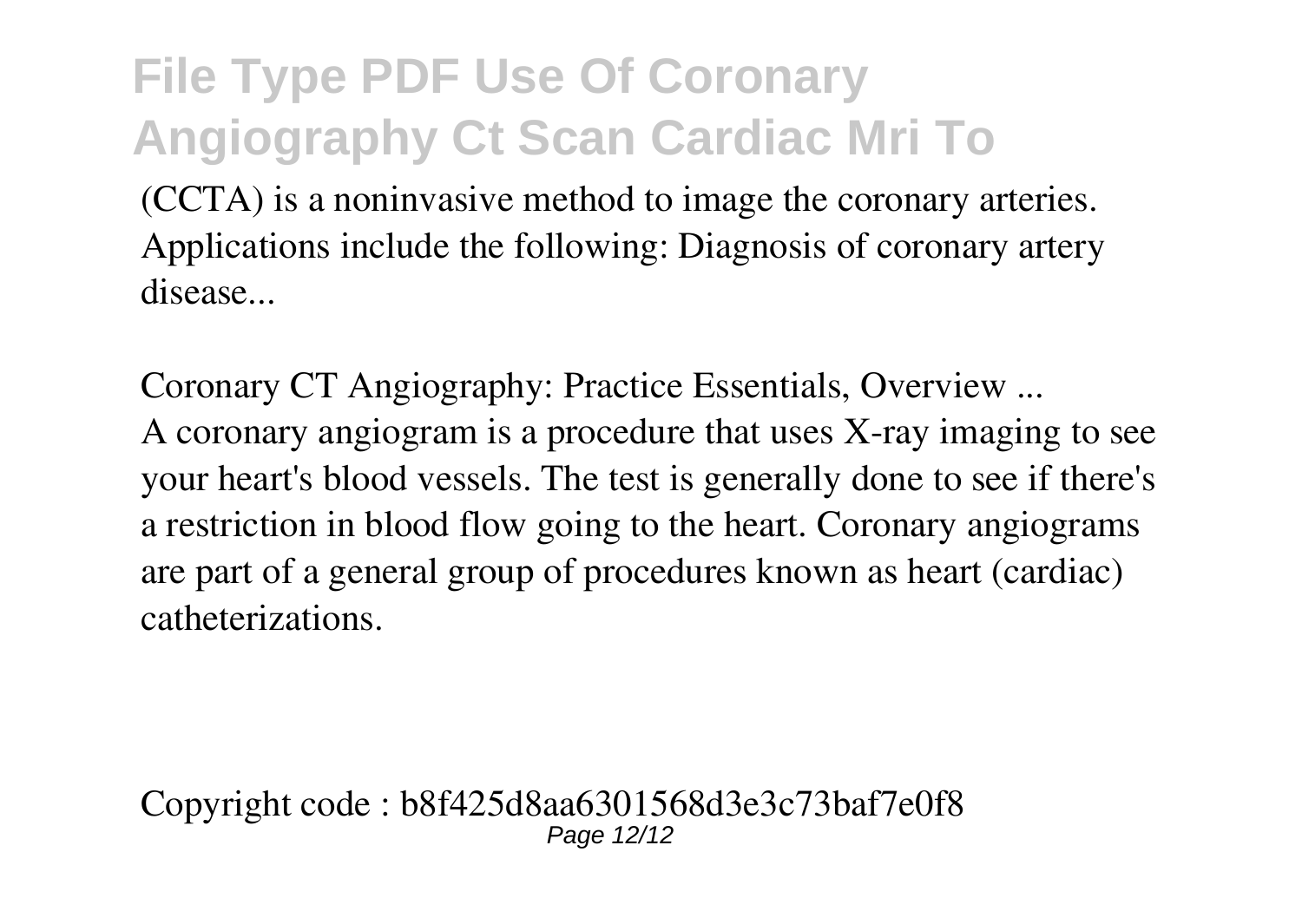(CCTA) is a noninvasive method to image the coronary arteries. Applications include the following: Diagnosis of coronary artery disease...

Coronary CT Angiography: Practice Essentials, Overview ...
A coronary angiogram is a procedure that uses X-ray imaging to see your heart's blood vessels. The test is generally done to see if there's a restriction in blood flow going to the heart. Coronary angiograms are part of a general group of procedures known as heart (cardiac) catheterizations.

Copyright code : b8f425d8aa6301568d3e3c73baf7e0f8